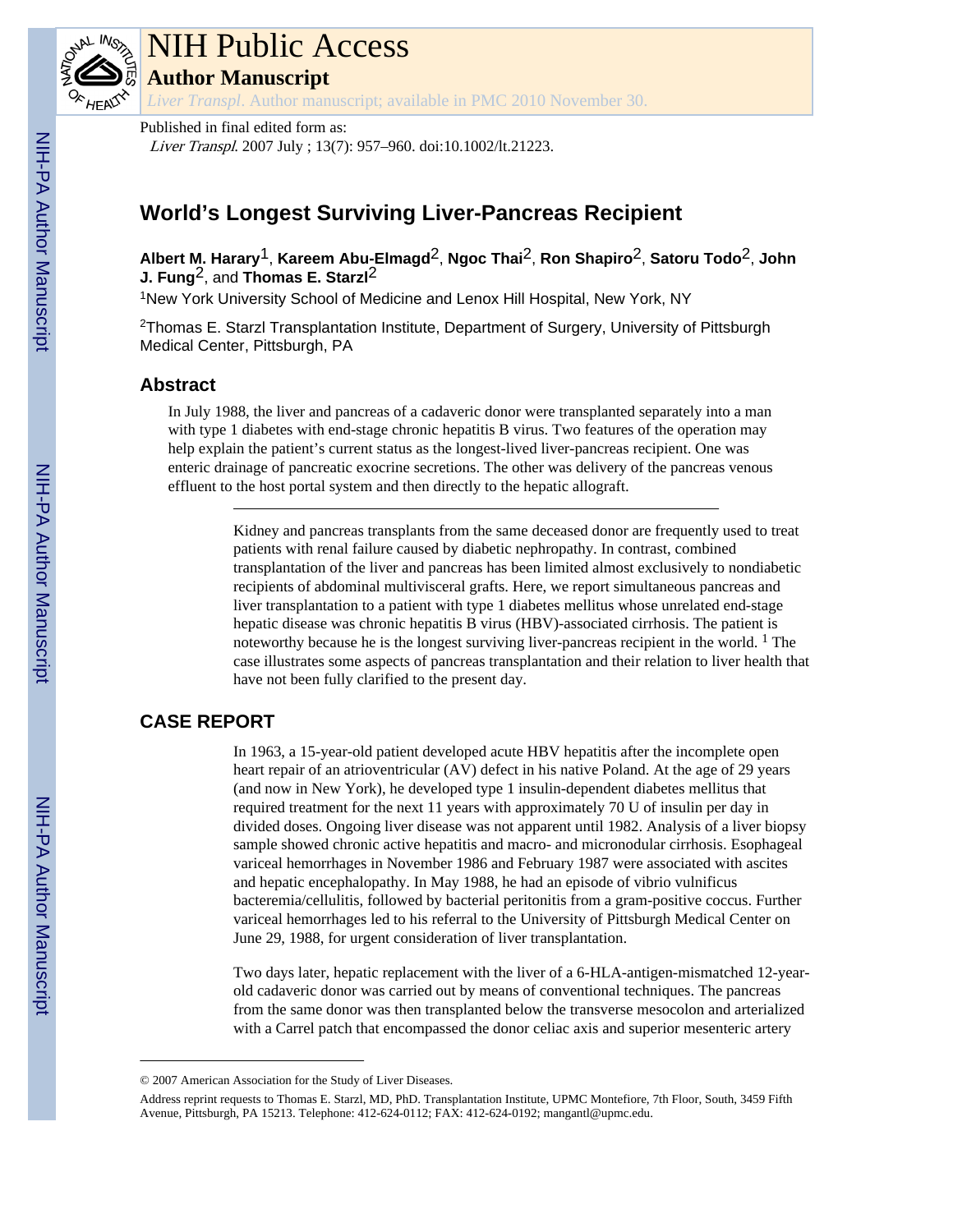Published in final edited form as:

*Liver Transpl*. 2007 July ; 13(7): 957–960. doi:10.1002/lt.21223.

# World's Longest Surviving Liver-Pancreas Recipient

**Albert M. Harary**[1], **Kareem Abu-Elmagd**[2], **Ngoc Thai**[2], **Ron Shapiro**[2], **Satoru Todo**[2], **John J. Fung**[2], and **Thomas E. Starzl**[2]

[1]New York University School of Medicine and Lenox Hill Hospital, New York, NY

[2]Thomas E. Starzl Transplantation Institute, Department of Surgery, University of Pittsburgh Medical Center, Pittsburgh, PA

## Abstract

In July 1988, the liver and pancreas of a cadaveric donor were transplanted separately into a man with type 1 diabetes with end-stage chronic hepatitis B virus. Two features of the operation may help explain the patient's current status as the longest-lived liver-pancreas recipient. One was enteric drainage of pancreatic exocrine secretions. The other was delivery of the pancreas venous effluent to the host portal system and then directly to the hepatic allograft.

---

Kidney and pancreas transplants from the same deceased donor are frequently used to treat patients with renal failure caused by diabetic nephropathy. In contrast, combined transplantation of the liver and pancreas has been limited almost exclusively to nondiabetic recipients of abdominal multivisceral grafts. Here, we report simultaneous pancreas and liver transplantation to a patient with type 1 diabetes mellitus whose unrelated end-stage hepatic disease was chronic hepatitis B virus (HBV)-associated cirrhosis. The patient is noteworthy because he is the longest surviving liver-pancreas recipient in the world. [1] The case illustrates some aspects of pancreas transplantation and their relation to liver health that have not been fully clarified to the present day.

## CASE REPORT

In 1963, a 15-year-old patient developed acute HBV hepatitis after the incomplete open heart repair of an atrioventricular (AV) defect in his native Poland. At the age of 29 years (and now in New York), he developed type 1 insulin-dependent diabetes mellitus that required treatment for the next 11 years with approximately 70 U of insulin per day in divided doses. Ongoing liver disease was not apparent until 1982. Analysis of a liver biopsy sample showed chronic active hepatitis and macro- and micronodular cirrhosis. Esophageal variceal hemorrhages in November 1986 and February 1987 were associated with ascites and hepatic encephalopathy. In May 1988, he had an episode of vibrio vulnificus bacteremia/cellulitis, followed by bacterial peritonitis from a gram-positive coccus. Further variceal hemorrhages led to his referral to the University of Pittsburgh Medical Center on June 29, 1988, for urgent consideration of liver transplantation.

Two days later, hepatic replacement with the liver of a 6-HLA-antigen-mismatched 12-year-old cadaveric donor was carried out by means of conventional techniques. The pancreas from the same donor was then transplanted below the transverse mesocolon and arterialized with a Carrel patch that encompassed the donor celiac axis and superior mesenteric artery

---

© 2007 American Association for the Study of Liver Diseases.

Address reprint requests to Thomas E. Starzl, MD, PhD. Transplantation Institute, UPMC Montefiore, 7th Floor, South, 3459 Fifth Avenue, Pittsburgh, PA 15213. Telephone: 412-624-0112; FAX: 412-624-0192; mangantl@upmc.edu.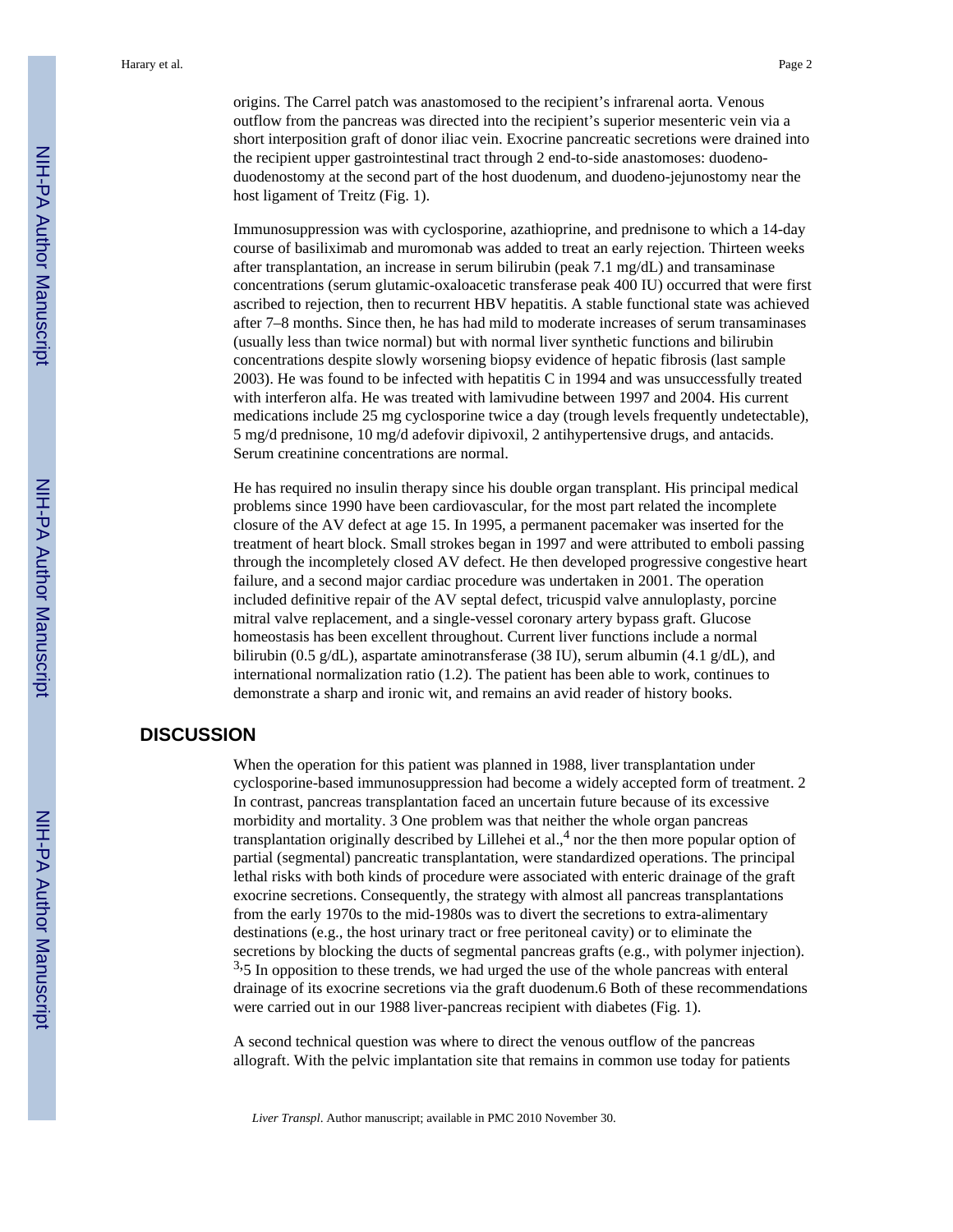origins. The Carrel patch was anastomosed to the recipient's infrarenal aorta. Venous outflow from the pancreas was directed into the recipient's superior mesenteric vein via a short interposition graft of donor iliac vein. Exocrine pancreatic secretions were drained into the recipient upper gastrointestinal tract through 2 end-to-side anastomoses: duodeno-duodenostomy at the second part of the host duodenum, and duodeno-jejunostomy near the host ligament of Treitz (Fig. 1).

Immunosuppression was with cyclosporine, azathioprine, and prednisone to which a 14-day course of basiliximab and muromonab was added to treat an early rejection. Thirteen weeks after transplantation, an increase in serum bilirubin (peak 7.1 mg/dL) and transaminase concentrations (serum glutamic-oxaloacetic transferase peak 400 IU) occurred that were first ascribed to rejection, then to recurrent HBV hepatitis. A stable functional state was achieved after 7–8 months. Since then, he has had mild to moderate increases of serum transaminases (usually less than twice normal) but with normal liver synthetic functions and bilirubin concentrations despite slowly worsening biopsy evidence of hepatic fibrosis (last sample 2003). He was found to be infected with hepatitis C in 1994 and was unsuccessfully treated with interferon alfa. He was treated with lamivudine between 1997 and 2004. His current medications include 25 mg cyclosporine twice a day (trough levels frequently undetectable), 5 mg/d prednisone, 10 mg/d adefovir dipivoxil, 2 antihypertensive drugs, and antacids. Serum creatinine concentrations are normal.

He has required no insulin therapy since his double organ transplant. His principal medical problems since 1990 have been cardiovascular, for the most part related the incomplete closure of the AV defect at age 15. In 1995, a permanent pacemaker was inserted for the treatment of heart block. Small strokes began in 1997 and were attributed to emboli passing through the incompletely closed AV defect. He then developed progressive congestive heart failure, and a second major cardiac procedure was undertaken in 2001. The operation included definitive repair of the AV septal defect, tricuspid valve annuloplasty, porcine mitral valve replacement, and a single-vessel coronary artery bypass graft. Glucose homeostasis has been excellent throughout. Current liver functions include a normal bilirubin (0.5 g/dL), aspartate aminotransferase (38 IU), serum albumin (4.1 g/dL), and international normalization ratio (1.2). The patient has been able to work, continues to demonstrate a sharp and ironic wit, and remains an avid reader of history books.

## DISCUSSION

When the operation for this patient was planned in 1988, liver transplantation under cyclosporine-based immunosuppression had become a widely accepted form of treatment. 2 In contrast, pancreas transplantation faced an uncertain future because of its excessive morbidity and mortality. 3 One problem was that neither the whole organ pancreas transplantation originally described by Lillehei et al.,[4] nor the then more popular option of partial (segmental) pancreatic transplantation, were standardized operations. The principal lethal risks with both kinds of procedure were associated with enteric drainage of the graft exocrine secretions. Consequently, the strategy with almost all pancreas transplantations from the early 1970s to the mid-1980s was to divert the secretions to extra-alimentary destinations (e.g., the host urinary tract or free peritoneal cavity) or to eliminate the secretions by blocking the ducts of segmental pancreas grafts (e.g., with polymer injection).[3],5 In opposition to these trends, we had urged the use of the whole pancreas with enteral drainage of its exocrine secretions via the graft duodenum.6 Both of these recommendations were carried out in our 1988 liver-pancreas recipient with diabetes (Fig. 1).

A second technical question was where to direct the venous outflow of the pancreas allograft. With the pelvic implantation site that remains in common use today for patients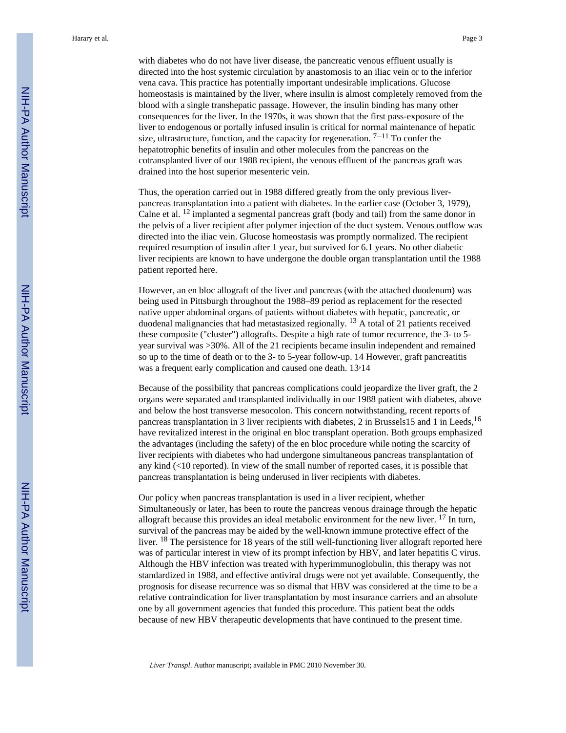with diabetes who do not have liver disease, the pancreatic venous effluent usually is directed into the host systemic circulation by anastomosis to an iliac vein or to the inferior vena cava. This practice has potentially important undesirable implications. Glucose homeostasis is maintained by the liver, where insulin is almost completely removed from the blood with a single transhepatic passage. However, the insulin binding has many other consequences for the liver. In the 1970s, it was shown that the first pass-exposure of the liver to endogenous or portally infused insulin is critical for normal maintenance of hepatic size, ultrastructure, function, and the capacity for regeneration. [7–11] To confer the hepatotrophic benefits of insulin and other molecules from the pancreas on the cotransplanted liver of our 1988 recipient, the venous effluent of the pancreas graft was drained into the host superior mesenteric vein.

Thus, the operation carried out in 1988 differed greatly from the only previous liver-pancreas transplantation into a patient with diabetes. In the earlier case (October 3, 1979), Calne et al. [12] implanted a segmental pancreas graft (body and tail) from the same donor in the pelvis of a liver recipient after polymer injection of the duct system. Venous outflow was directed into the iliac vein. Glucose homeostasis was promptly normalized. The recipient required resumption of insulin after 1 year, but survived for 6.1 years. No other diabetic liver recipients are known to have undergone the double organ transplantation until the 1988 patient reported here.

However, an en bloc allograft of the liver and pancreas (with the attached duodenum) was being used in Pittsburgh throughout the 1988–89 period as replacement for the resected native upper abdominal organs of patients without diabetes with hepatic, pancreatic, or duodenal malignancies that had metastasized regionally. [13] A total of 21 patients received these composite ("cluster") allografts. Despite a high rate of tumor recurrence, the 3- to 5-year survival was >30%. All of the 21 recipients became insulin independent and remained so up to the time of death or to the 3- to 5-year follow-up. 14 However, graft pancreatitis was a frequent early complication and caused one death. [13,14]

Because of the possibility that pancreas complications could jeopardize the liver graft, the 2 organs were separated and transplanted individually in our 1988 patient with diabetes, above and below the host transverse mesocolon. This concern notwithstanding, recent reports of pancreas transplantation in 3 liver recipients with diabetes, 2 in Brussels15 and 1 in Leeds,[16] have revitalized interest in the original en bloc transplant operation. Both groups emphasized the advantages (including the safety) of the en bloc procedure while noting the scarcity of liver recipients with diabetes who had undergone simultaneous pancreas transplantation of any kind (<10 reported). In view of the small number of reported cases, it is possible that pancreas transplantation is being underused in liver recipients with diabetes.

Our policy when pancreas transplantation is used in a liver recipient, whether Simultaneously or later, has been to route the pancreas venous drainage through the hepatic allograft because this provides an ideal metabolic environment for the new liver. [17] In turn, survival of the pancreas may be aided by the well-known immune protective effect of the liver. [18] The persistence for 18 years of the still well-functioning liver allograft reported here was of particular interest in view of its prompt infection by HBV, and later hepatitis C virus. Although the HBV infection was treated with hyperimmunoglobulin, this therapy was not standardized in 1988, and effective antiviral drugs were not yet available. Consequently, the prognosis for disease recurrence was so dismal that HBV was considered at the time to be a relative contraindication for liver transplantation by most insurance carriers and an absolute one by all government agencies that funded this procedure. This patient beat the odds because of new HBV therapeutic developments that have continued to the present time.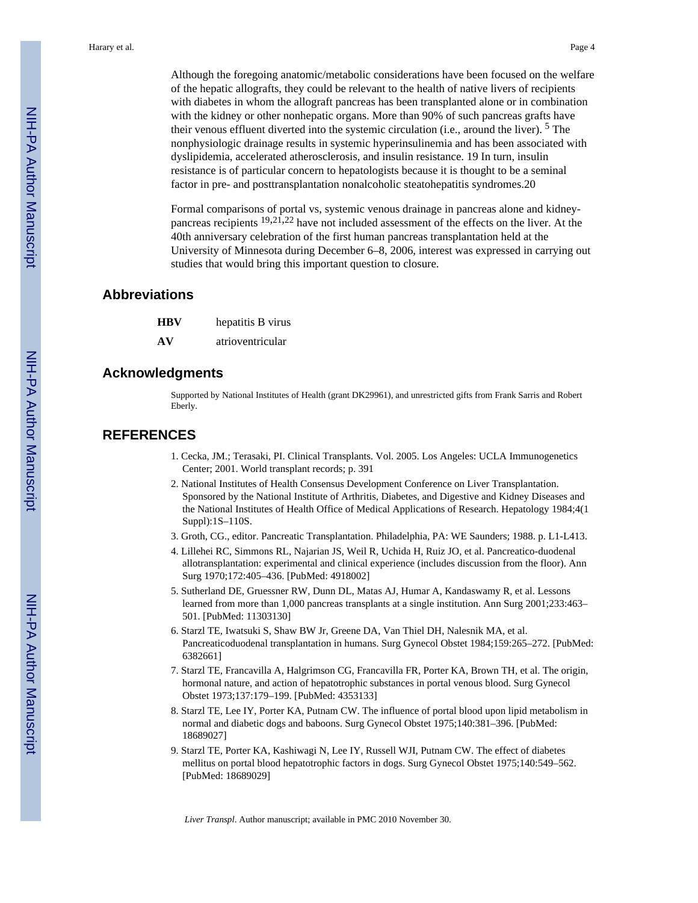Although the foregoing anatomic/metabolic considerations have been focused on the welfare of the hepatic allografts, they could be relevant to the health of native livers of recipients with diabetes in whom the allograft pancreas has been transplanted alone or in combination with the kidney or other nonhepatic organs. More than 90% of such pancreas grafts have their venous effluent diverted into the systemic circulation (i.e., around the liver). [5] The nonphysiologic drainage results in systemic hyperinsulinemia and has been associated with dyslipidemia, accelerated atherosclerosis, and insulin resistance. 19 In turn, insulin resistance is of particular concern to hepatologists because it is thought to be a seminal factor in pre- and posttransplantation nonalcoholic steatohepatitis syndromes.20

Formal comparisons of portal vs, systemic venous drainage in pancreas alone and kidney-pancreas recipients [19,21,22] have not included assessment of the effects on the liver. At the 40th anniversary celebration of the first human pancreas transplantation held at the University of Minnesota during December 6–8, 2006, interest was expressed in carrying out studies that would bring this important question to closure.

## Abbreviations

| | |
|---|---|
| **HBV** | hepatitis B virus |
| **AV** | atrioventricular |

## Acknowledgments

Supported by National Institutes of Health (grant DK29961), and unrestricted gifts from Frank Sarris and Robert Eberly.

## REFERENCES

1. Cecka, JM.; Terasaki, PI. Clinical Transplants. Vol. 2005. Los Angeles: UCLA Immunogenetics Center; 2001. World transplant records; p. 391
2. National Institutes of Health Consensus Development Conference on Liver Transplantation. Sponsored by the National Institute of Arthritis, Diabetes, and Digestive and Kidney Diseases and the National Institutes of Health Office of Medical Applications of Research. Hepatology 1984;4(1 Suppl):1S–110S.
3. Groth, CG., editor. Pancreatic Transplantation. Philadelphia, PA: WE Saunders; 1988. p. L1-L413.
4. Lillehei RC, Simmons RL, Najarian JS, Weil R, Uchida H, Ruiz JO, et al. Pancreatico-duodenal allotransplantation: experimental and clinical experience (includes discussion from the floor). Ann Surg 1970;172:405–436. [PubMed: 4918002]
5. Sutherland DE, Gruessner RW, Dunn DL, Matas AJ, Humar A, Kandaswamy R, et al. Lessons learned from more than 1,000 pancreas transplants at a single institution. Ann Surg 2001;233:463–501. [PubMed: 11303130]
6. Starzl TE, Iwatsuki S, Shaw BW Jr, Greene DA, Van Thiel DH, Nalesnik MA, et al. Pancreaticoduodenal transplantation in humans. Surg Gynecol Obstet 1984;159:265–272. [PubMed: 6382661]
7. Starzl TE, Francavilla A, Halgrimson CG, Francavilla FR, Porter KA, Brown TH, et al. The origin, hormonal nature, and action of hepatotrophic substances in portal venous blood. Surg Gynecol Obstet 1973;137:179–199. [PubMed: 4353133]
8. Starzl TE, Lee IY, Porter KA, Putnam CW. The influence of portal blood upon lipid metabolism in normal and diabetic dogs and baboons. Surg Gynecol Obstet 1975;140:381–396. [PubMed: 18689027]
9. Starzl TE, Porter KA, Kashiwagi N, Lee IY, Russell WJI, Putnam CW. The effect of diabetes mellitus on portal blood hepatotrophic factors in dogs. Surg Gynecol Obstet 1975;140:549–562. [PubMed: 18689029]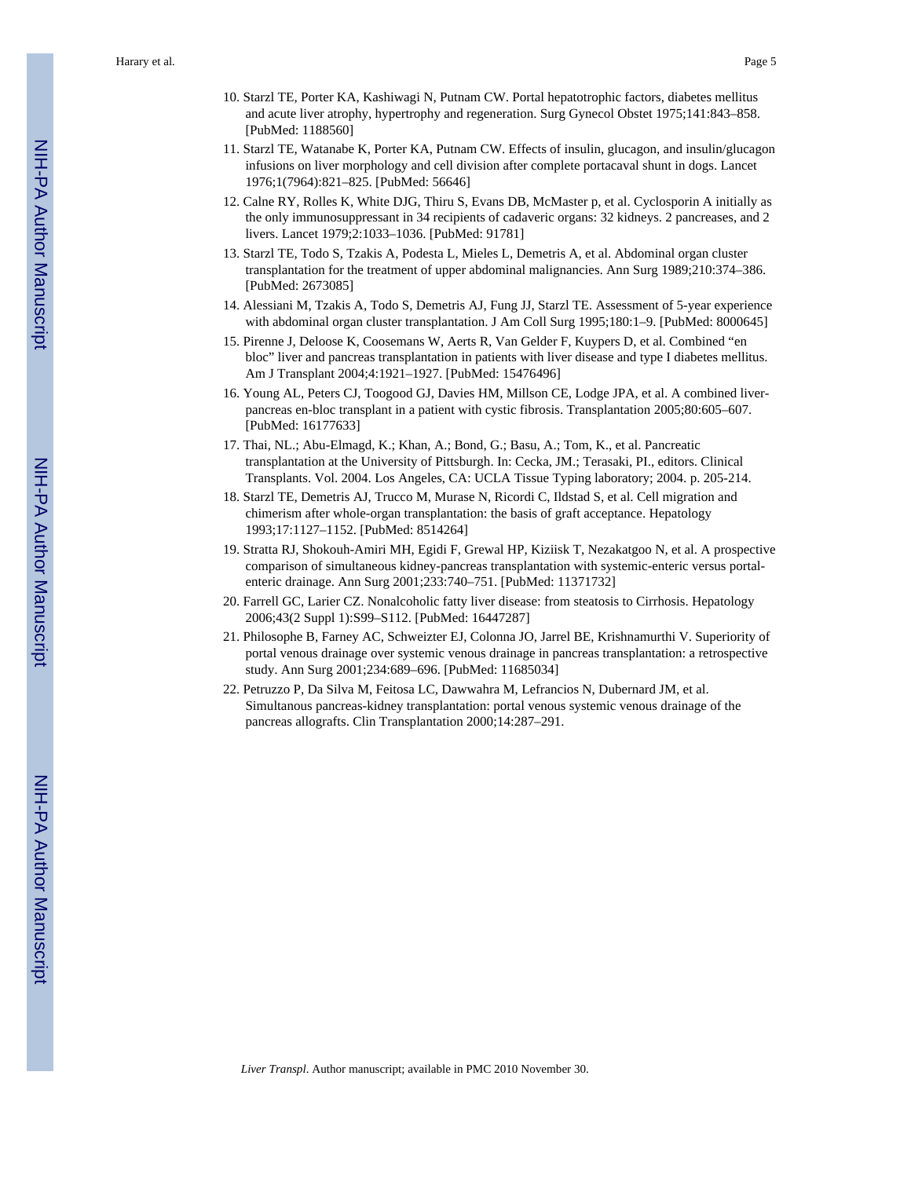10. Starzl TE, Porter KA, Kashiwagi N, Putnam CW. Portal hepatotrophic factors, diabetes mellitus and acute liver atrophy, hypertrophy and regeneration. Surg Gynecol Obstet 1975;141:843–858. [PubMed: 1188560]
11. Starzl TE, Watanabe K, Porter KA, Putnam CW. Effects of insulin, glucagon, and insulin/glucagon infusions on liver morphology and cell division after complete portacaval shunt in dogs. Lancet 1976;1(7964):821–825. [PubMed: 56646]
12. Calne RY, Rolles K, White DJG, Thiru S, Evans DB, McMaster p, et al. Cyclosporin A initially as the only immunosuppressant in 34 recipients of cadaveric organs: 32 kidneys. 2 pancreases, and 2 livers. Lancet 1979;2:1033–1036. [PubMed: 91781]
13. Starzl TE, Todo S, Tzakis A, Podesta L, Mieles L, Demetris A, et al. Abdominal organ cluster transplantation for the treatment of upper abdominal malignancies. Ann Surg 1989;210:374–386. [PubMed: 2673085]
14. Alessiani M, Tzakis A, Todo S, Demetris AJ, Fung JJ, Starzl TE. Assessment of 5-year experience with abdominal organ cluster transplantation. J Am Coll Surg 1995;180:1–9. [PubMed: 8000645]
15. Pirenne J, Deloose K, Coosemans W, Aerts R, Van Gelder F, Kuypers D, et al. Combined “en bloc” liver and pancreas transplantation in patients with liver disease and type I diabetes mellitus. Am J Transplant 2004;4:1921–1927. [PubMed: 15476496]
16. Young AL, Peters CJ, Toogood GJ, Davies HM, Millson CE, Lodge JPA, et al. A combined liver-pancreas en-bloc transplant in a patient with cystic fibrosis. Transplantation 2005;80:605–607. [PubMed: 16177633]
17. Thai, NL.; Abu-Elmagd, K.; Khan, A.; Bond, G.; Basu, A.; Tom, K., et al. Pancreatic transplantation at the University of Pittsburgh. In: Cecka, JM.; Terasaki, PI., editors. Clinical Transplants. Vol. 2004. Los Angeles, CA: UCLA Tissue Typing laboratory; 2004. p. 205-214.
18. Starzl TE, Demetris AJ, Trucco M, Murase N, Ricordi C, Ildstad S, et al. Cell migration and chimerism after whole-organ transplantation: the basis of graft acceptance. Hepatology 1993;17:1127–1152. [PubMed: 8514264]
19. Stratta RJ, Shokouh-Amiri MH, Egidi F, Grewal HP, Kiziisk T, Nezakatgoo N, et al. A prospective comparison of simultaneous kidney-pancreas transplantation with systemic-enteric versus portal-enteric drainage. Ann Surg 2001;233:740–751. [PubMed: 11371732]
20. Farrell GC, Larier CZ. Nonalcoholic fatty liver disease: from steatosis to Cirrhosis. Hepatology 2006;43(2 Suppl 1):S99–S112. [PubMed: 16447287]
21. Philosophe B, Farney AC, Schweizter EJ, Colonna JO, Jarrel BE, Krishnamurthi V. Superiority of portal venous drainage over systemic venous drainage in pancreas transplantation: a retrospective study. Ann Surg 2001;234:689–696. [PubMed: 11685034]
22. Petruzzo P, Da Silva M, Feitosa LC, Dawwahra M, Lefrancios N, Dubernard JM, et al. Simultanous pancreas-kidney transplantation: portal venous systemic venous drainage of the pancreas allografts. Clin Transplantation 2000;14:287–291.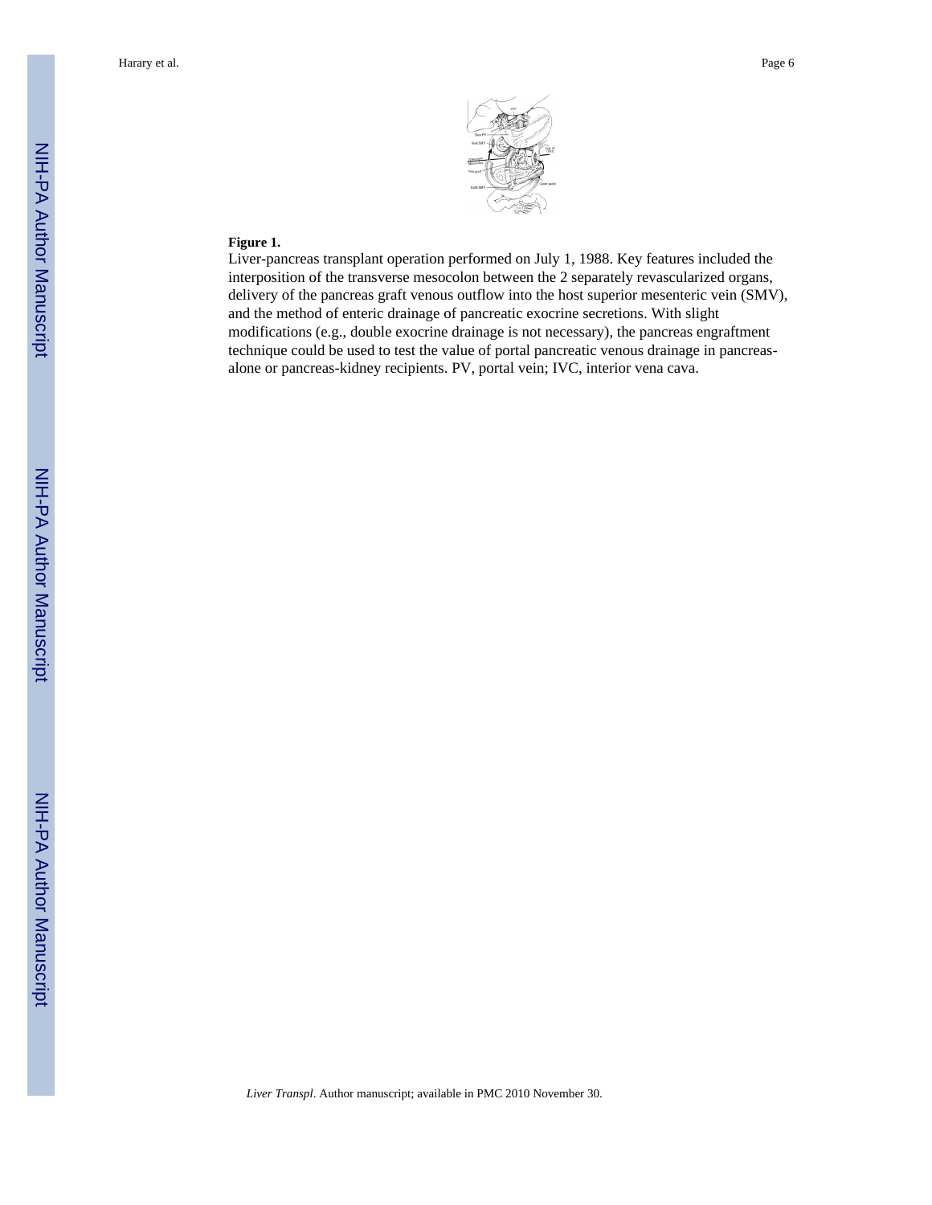**Figure 1.**

Liver-pancreas transplant operation performed on July 1, 1988. Key features included the interposition of the transverse mesocolon between the 2 separately revascularized organs, delivery of the pancreas graft venous outflow into the host superior mesenteric vein (SMV), and the method of enteric drainage of pancreatic exocrine secretions. With slight modifications (e.g., double exocrine drainage is not necessary), the pancreas engraftment technique could be used to test the value of portal pancreatic venous drainage in pancreas-alone or pancreas-kidney recipients. PV, portal vein; IVC, interior vena cava.